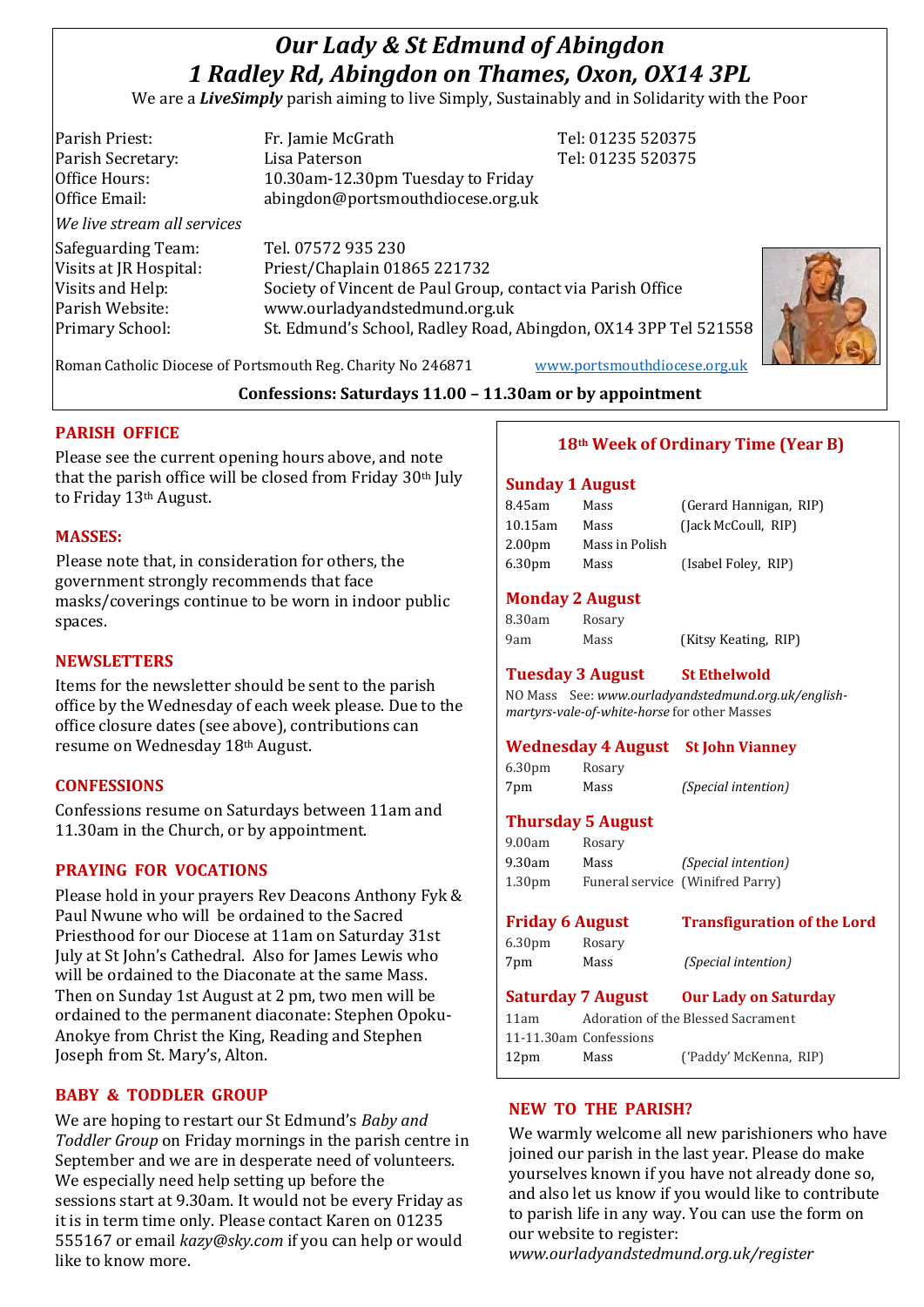# *Our Lady & St Edmund of Abingdon*
# *1 Radley Rd, Abingdon on Thames, Oxon, OX14 3PL*

We are a ***LiveSimply*** parish aiming to live Simply, Sustainably and in Solidarity with the Poor

| | | |
|---|---|---|
| Parish Priest: | Fr. Jamie McGrath | Tel: 01235 520375 |
| Parish Secretary: | Lisa Paterson | Tel: 01235 520375 |
| Office Hours: | 10.30am-12.30pm Tuesday to Friday | |
| Office Email: | abingdon@portsmouthdiocese.org.uk | |

*We live stream all services*

| | |
|---|---|
| Safeguarding Team: | Tel. 07572 935 230 |
| Visits at JR Hospital: | Priest/Chaplain 01865 221732 |
| Visits and Help: | Society of Vincent de Paul Group, contact via Parish Office |
| Parish Website: | www.ourladyandstedmund.org.uk |
| Primary School: | St. Edmund's School, Radley Road, Abingdon, OX14 3PP Tel 521558 |

Roman Catholic Diocese of Portsmouth Reg. Charity No 246871 www.portsmouthdiocese.org.uk

**Confessions: Saturdays 11.00 – 11.30am or by appointment**

## PARISH OFFICE

Please see the current opening hours above, and note that the parish office will be closed from Friday 30th July to Friday 13th August.

## MASSES:

Please note that, in consideration for others, the government strongly recommends that face masks/coverings continue to be worn in indoor public spaces.

## NEWSLETTERS

Items for the newsletter should be sent to the parish office by the Wednesday of each week please. Due to the office closure dates (see above), contributions can resume on Wednesday 18th August.

## CONFESSIONS

Confessions resume on Saturdays between 11am and 11.30am in the Church, or by appointment.

## PRAYING FOR VOCATIONS

Please hold in your prayers Rev Deacons Anthony Fyk & Paul Nwune who will be ordained to the Sacred Priesthood for our Diocese at 11am on Saturday 31st July at St John's Cathedral. Also for James Lewis who will be ordained to the Diaconate at the same Mass. Then on Sunday 1st August at 2 pm, two men will be ordained to the permanent diaconate: Stephen Opoku-Anokye from Christ the King, Reading and Stephen Joseph from St. Mary's, Alton.

## BABY & TODDLER GROUP

We are hoping to restart our St Edmund's *Baby and Toddler Group* on Friday mornings in the parish centre in September and we are in desperate need of volunteers. We especially need help setting up before the sessions start at 9.30am. It would not be every Friday as it is in term time only. Please contact Karen on 01235 555167 or email *kazy@sky.com* if you can help or would like to know more.

## 18th Week of Ordinary Time (Year B)

**Sunday 1 August**

| | | |
|---|---|---|
| 8.45am | Mass | (Gerard Hannigan, RIP) |
| 10.15am | Mass | (Jack McCoull, RIP) |
| 2.00pm | Mass in Polish | |
| 6.30pm | Mass | (Isabel Foley, RIP) |

**Monday 2 August**

| | | |
|---|---|---|
| 8.30am | Rosary | |
| 9am | Mass | (Kitsy Keating, RIP) |

**Tuesday 3 August** — **St Ethelwold**

NO Mass See: *www.ourladyandstedmund.org.uk/english-martyrs-vale-of-white-horse* for other Masses

**Wednesday 4 August** — **St John Vianney**

| | | |
|---|---|---|
| 6.30pm | Rosary | |
| 7pm | Mass | *(Special intention)* |

**Thursday 5 August**

| | | |
|---|---|---|
| 9.00am | Rosary | |
| 9.30am | Mass | *(Special intention)* |
| 1.30pm | Funeral service | (Winifred Parry) |

**Friday 6 August** — **Transfiguration of the Lord**

| | | |
|---|---|---|
| 6.30pm | Rosary | |
| 7pm | Mass | *(Special intention)* |

**Saturday 7 August** — **Our Lady on Saturday**

| | | |
|---|---|---|
| 11am | Adoration of the Blessed Sacrament | |
| 11-11.30am | Confessions | |
| 12pm | Mass | ('Paddy' McKenna, RIP) |

## NEW TO THE PARISH?

We warmly welcome all new parishioners who have joined our parish in the last year. Please do make yourselves known if you have not already done so, and also let us know if you would like to contribute to parish life in any way. You can use the form on our website to register:
*www.ourladyandstedmund.org.uk/register*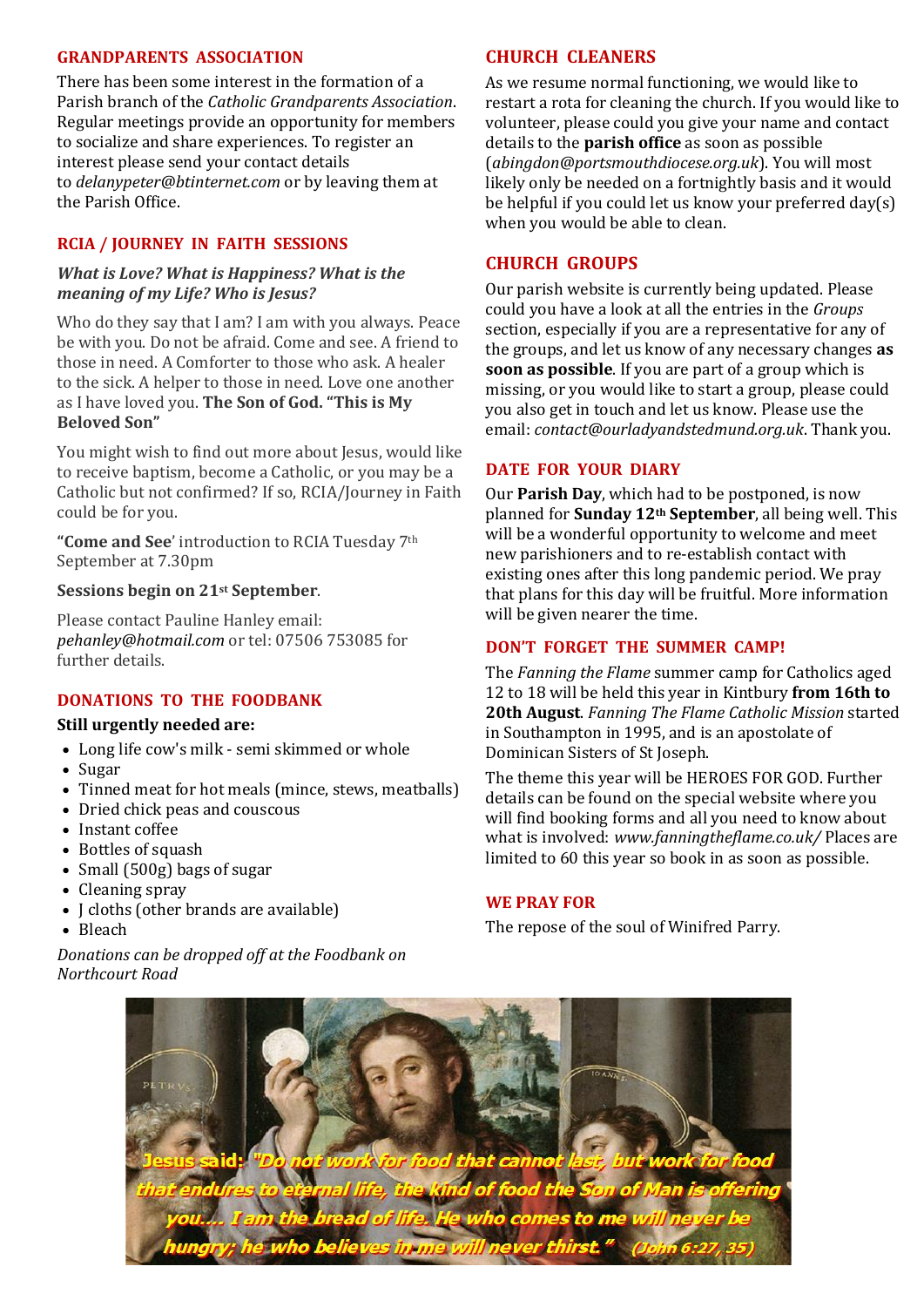## GRANDPARENTS ASSOCIATION

There has been some interest in the formation of a Parish branch of the *Catholic Grandparents Association*. Regular meetings provide an opportunity for members to socialize and share experiences. To register an interest please send your contact details to *delanypeter@btinternet.com* or by leaving them at the Parish Office.

## RCIA / JOURNEY IN FAITH SESSIONS

***What is Love? What is Happiness? What is the meaning of my Life? Who is Jesus?***

Who do they say that I am? I am with you always. Peace be with you. Do not be afraid. Come and see. A friend to those in need. A Comforter to those who ask. A healer to the sick. A helper to those in need. Love one another as I have loved you. **The Son of God. "This is My Beloved Son"**

You might wish to find out more about Jesus, would like to receive baptism, become a Catholic, or you may be a Catholic but not confirmed? If so, RCIA/Journey in Faith could be for you.

**"Come and See**' introduction to RCIA Tuesday 7th September at 7.30pm

**Sessions begin on 21st September**.

Please contact Pauline Hanley email: *pehanley@hotmail.com* or tel: 07506 753085 for further details.

## DONATIONS TO THE FOODBANK

**Still urgently needed are:**

- Long life cow's milk - semi skimmed or whole
- Sugar
- Tinned meat for hot meals (mince, stews, meatballs)
- Dried chick peas and couscous
- Instant coffee
- Bottles of squash
- Small (500g) bags of sugar
- Cleaning spray
- J cloths (other brands are available)
- Bleach

*Donations can be dropped off at the Foodbank on Northcourt Road*

## CHURCH CLEANERS

As we resume normal functioning, we would like to restart a rota for cleaning the church. If you would like to volunteer, please could you give your name and contact details to the **parish office** as soon as possible (*abingdon@portsmouthdiocese.org.uk*). You will most likely only be needed on a fortnightly basis and it would be helpful if you could let us know your preferred day(s) when you would be able to clean.

## CHURCH GROUPS

Our parish website is currently being updated. Please could you have a look at all the entries in the *Groups* section, especially if you are a representative for any of the groups, and let us know of any necessary changes **as soon as possible**. If you are part of a group which is missing, or you would like to start a group, please could you also get in touch and let us know. Please use the email: *contact@ourladyandstedmund.org.uk*. Thank you.

## DATE FOR YOUR DIARY

Our **Parish Day**, which had to be postponed, is now planned for **Sunday 12th September**, all being well. This will be a wonderful opportunity to welcome and meet new parishioners and to re-establish contact with existing ones after this long pandemic period. We pray that plans for this day will be fruitful. More information will be given nearer the time.

## DON'T FORGET THE SUMMER CAMP!

The *Fanning the Flame* summer camp for Catholics aged 12 to 18 will be held this year in Kintbury **from 16th to 20th August**. *Fanning The Flame Catholic Mission* started in Southampton in 1995, and is an apostolate of Dominican Sisters of St Joseph.

The theme this year will be HEROES FOR GOD. Further details can be found on the special website where you will find booking forms and all you need to know about what is involved: *www.fanningtheflame.co.uk/* Places are limited to 60 this year so book in as soon as possible.

## WE PRAY FOR

The repose of the soul of Winifred Parry.

Jesus said: "Do not work for food that cannot last, but work for food that endures to eternal life, the kind of food the Son of Man is offering you.... I am the bread of life. He who comes to me will never be hungry; he who believes in me will never thirst." (John 6:27, 35)